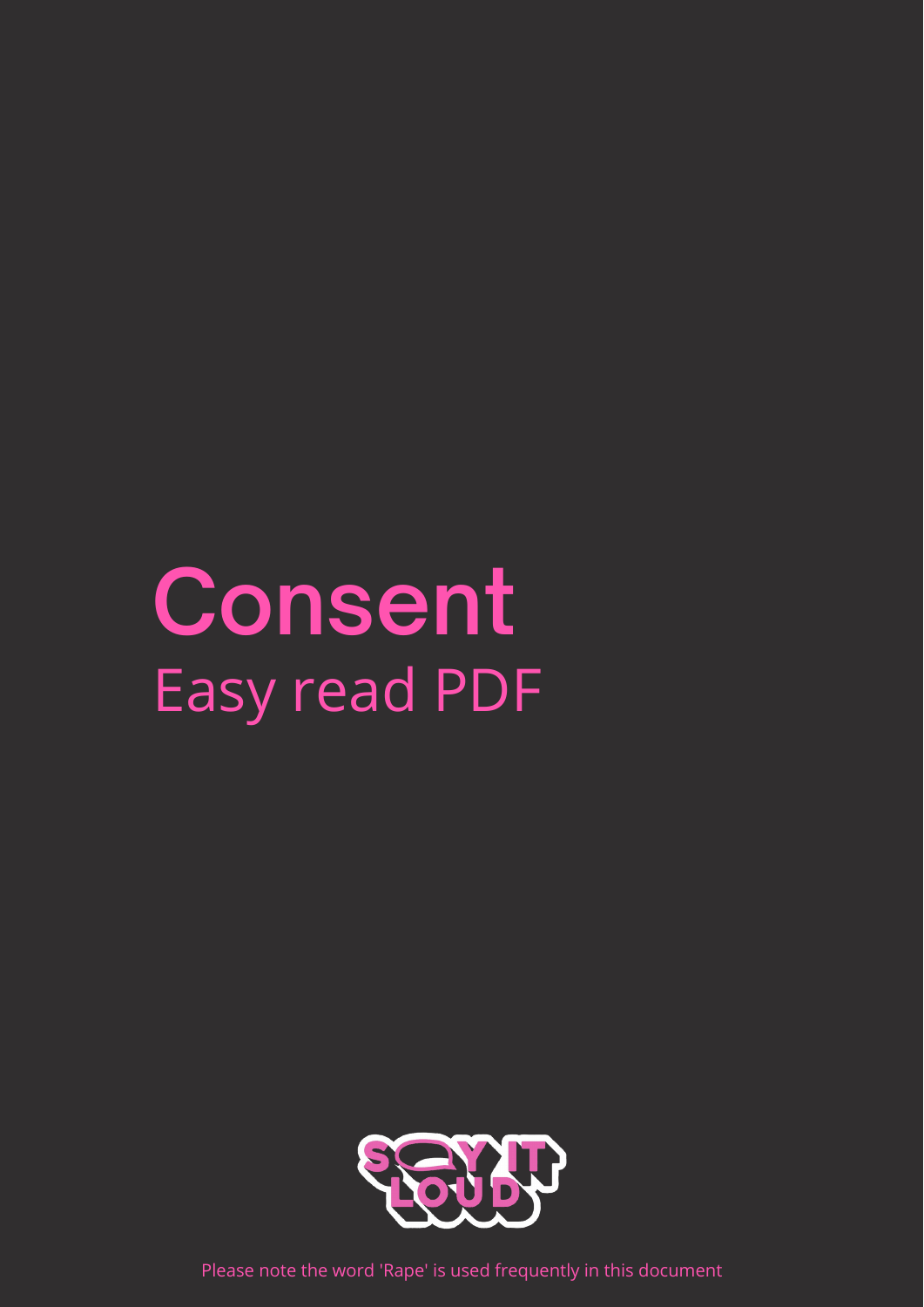# Consent

Easy read PDF

SAY IT LOUD

Please note the word 'Rape' is used frequently in this document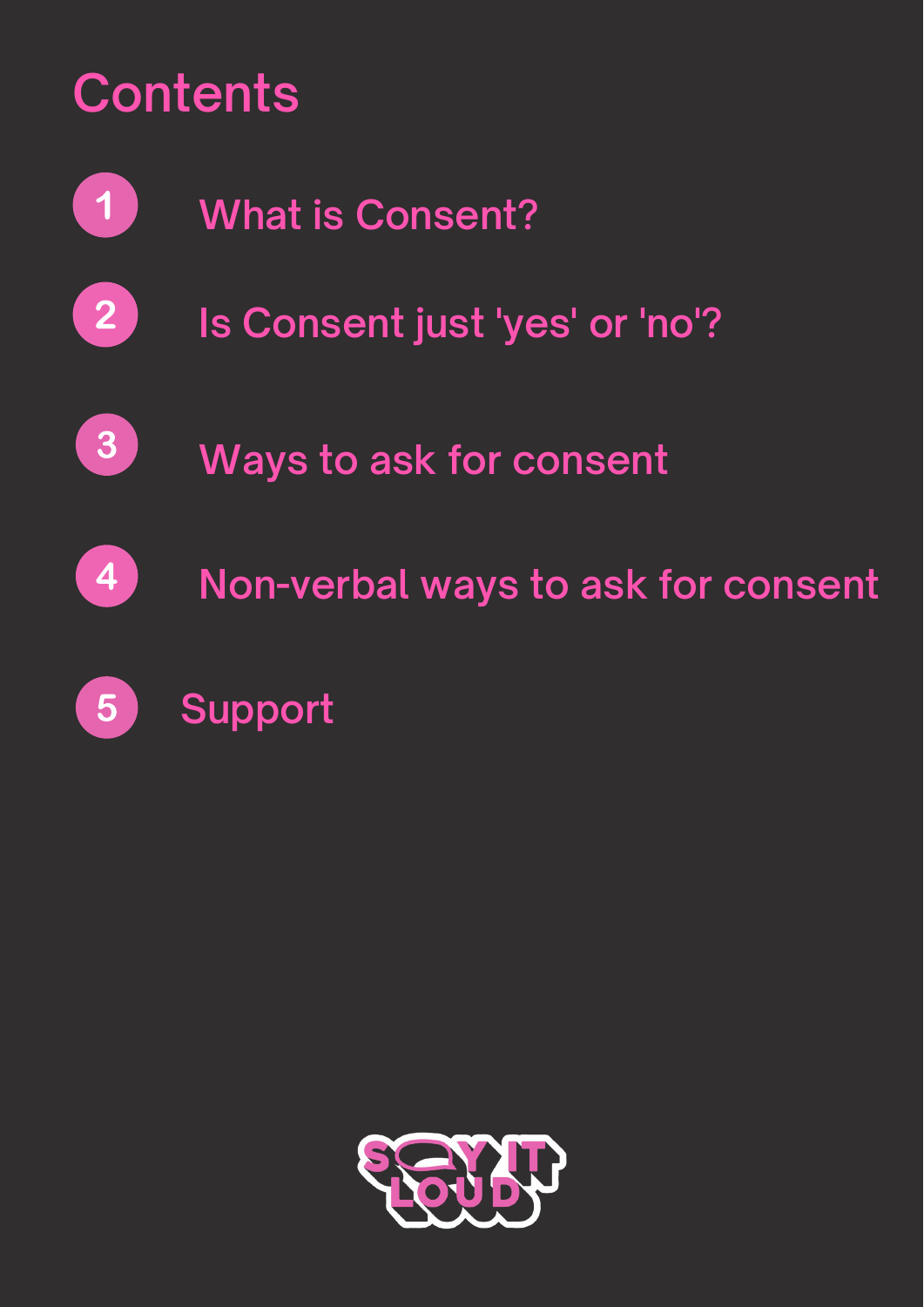# Contents

1. What is Consent?
2. Is Consent just 'yes' or 'no'?
3. Ways to ask for consent
4. Non-verbal ways to ask for consent
5. Support

SAY IT LOUD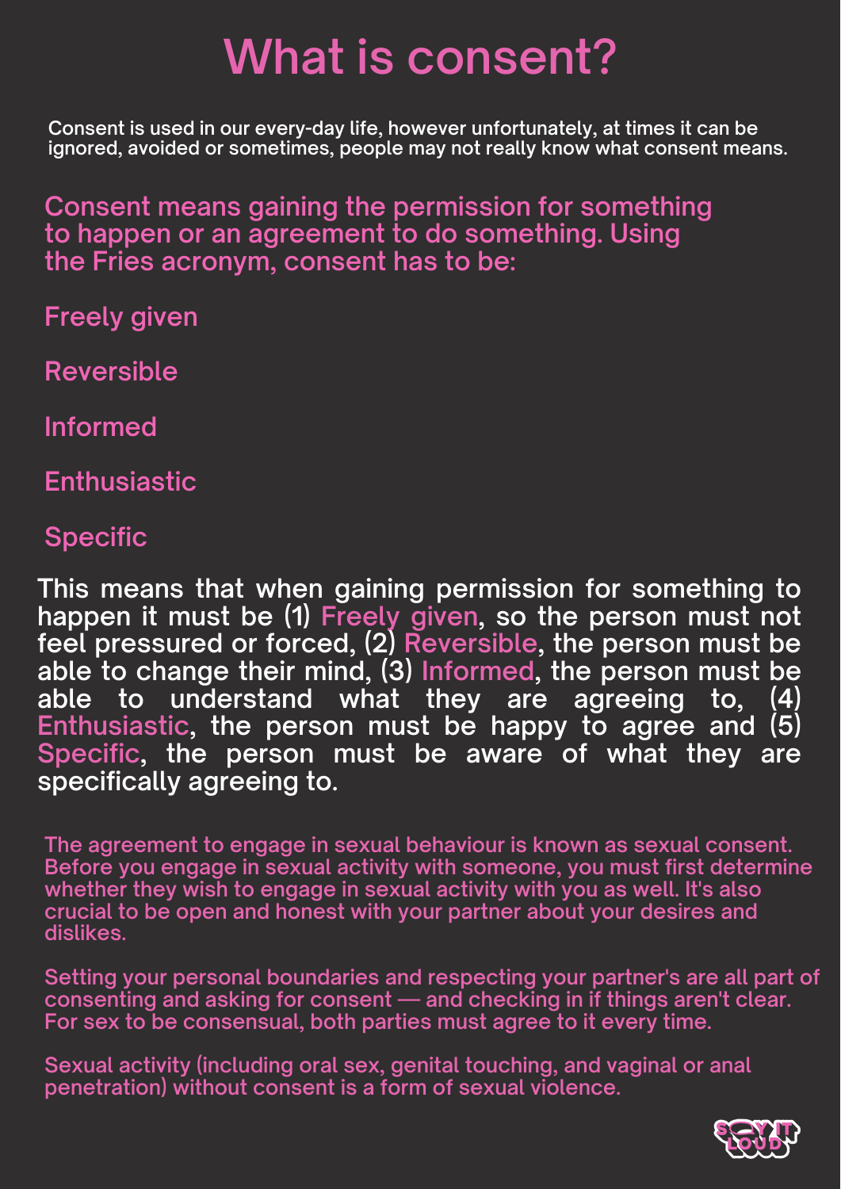# What is consent?

Consent is used in our every-day life, however unfortunately, at times it can be ignored, avoided or sometimes, people may not really know what consent means.

Consent means gaining the permission for something to happen or an agreement to do something. Using the Fries acronym, consent has to be:

Freely given

Reversible

Informed

Enthusiastic

Specific

This means that when gaining permission for something to happen it must be (1) Freely given, so the person must not feel pressured or forced, (2) Reversible, the person must be able to change their mind, (3) Informed, the person must be able to understand what they are agreeing to, (4) Enthusiastic, the person must be happy to agree and (5) Specific, the person must be aware of what they are specifically agreeing to.

The agreement to engage in sexual behaviour is known as sexual consent. Before you engage in sexual activity with someone, you must first determine whether they wish to engage in sexual activity with you as well. It's also crucial to be open and honest with your partner about your desires and dislikes.

Setting your personal boundaries and respecting your partner's are all part of consenting and asking for consent — and checking in if things aren't clear. For sex to be consensual, both parties must agree to it every time.

Sexual activity (including oral sex, genital touching, and vaginal or anal penetration) without consent is a form of sexual violence.

SAY IT LOUD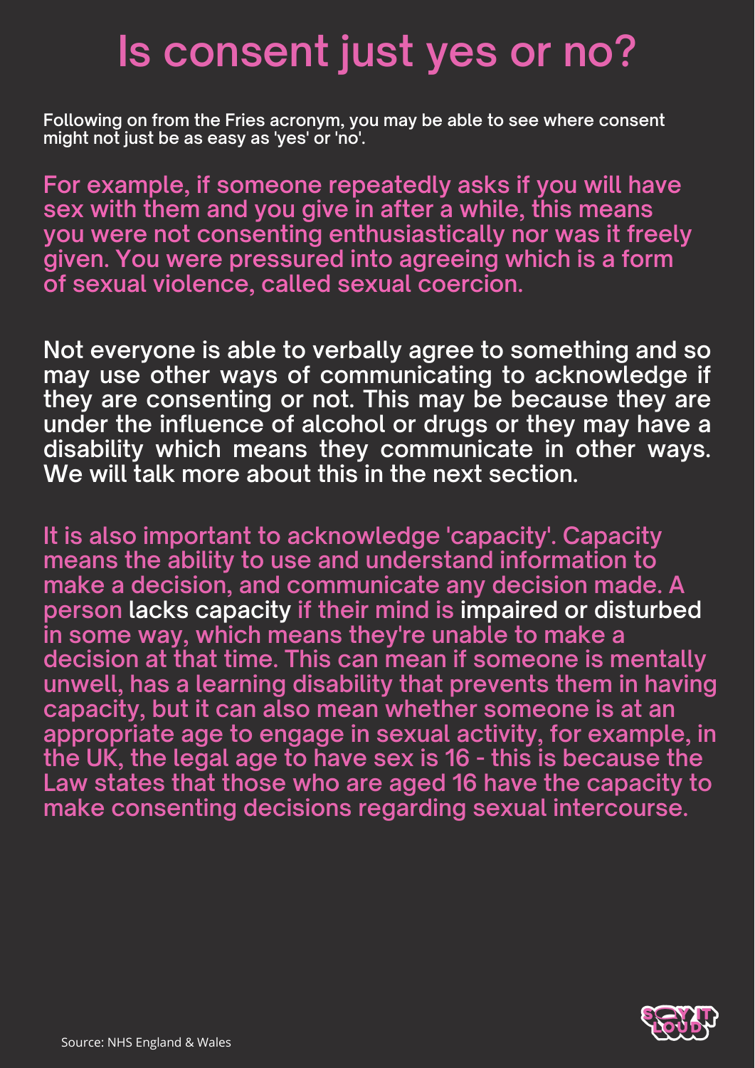# Is consent just yes or no?

Following on from the Fries acronym, you may be able to see where consent might not just be as easy as 'yes' or 'no'.

For example, if someone repeatedly asks if you will have sex with them and you give in after a while, this means you were not consenting enthusiastically nor was it freely given. You were pressured into agreeing which is a form of sexual violence, called sexual coercion.

Not everyone is able to verbally agree to something and so may use other ways of communicating to acknowledge if they are consenting or not. This may be because they are under the influence of alcohol or drugs or they may have a disability which means they communicate in other ways. We will talk more about this in the next section.

It is also important to acknowledge 'capacity'. Capacity means the ability to use and understand information to make a decision, and communicate any decision made. A person **lacks capacity** if their mind is **impaired or disturbed** in some way, which means they're unable to make a decision at that time. This can mean if someone is mentally unwell, has a learning disability that prevents them in having capacity, but it can also mean whether someone is at an appropriate age to engage in sexual activity, for example, in the UK, the legal age to have sex is 16 - this is because the Law states that those who are aged 16 have the capacity to make consenting decisions regarding sexual intercourse.

Source: NHS England & Wales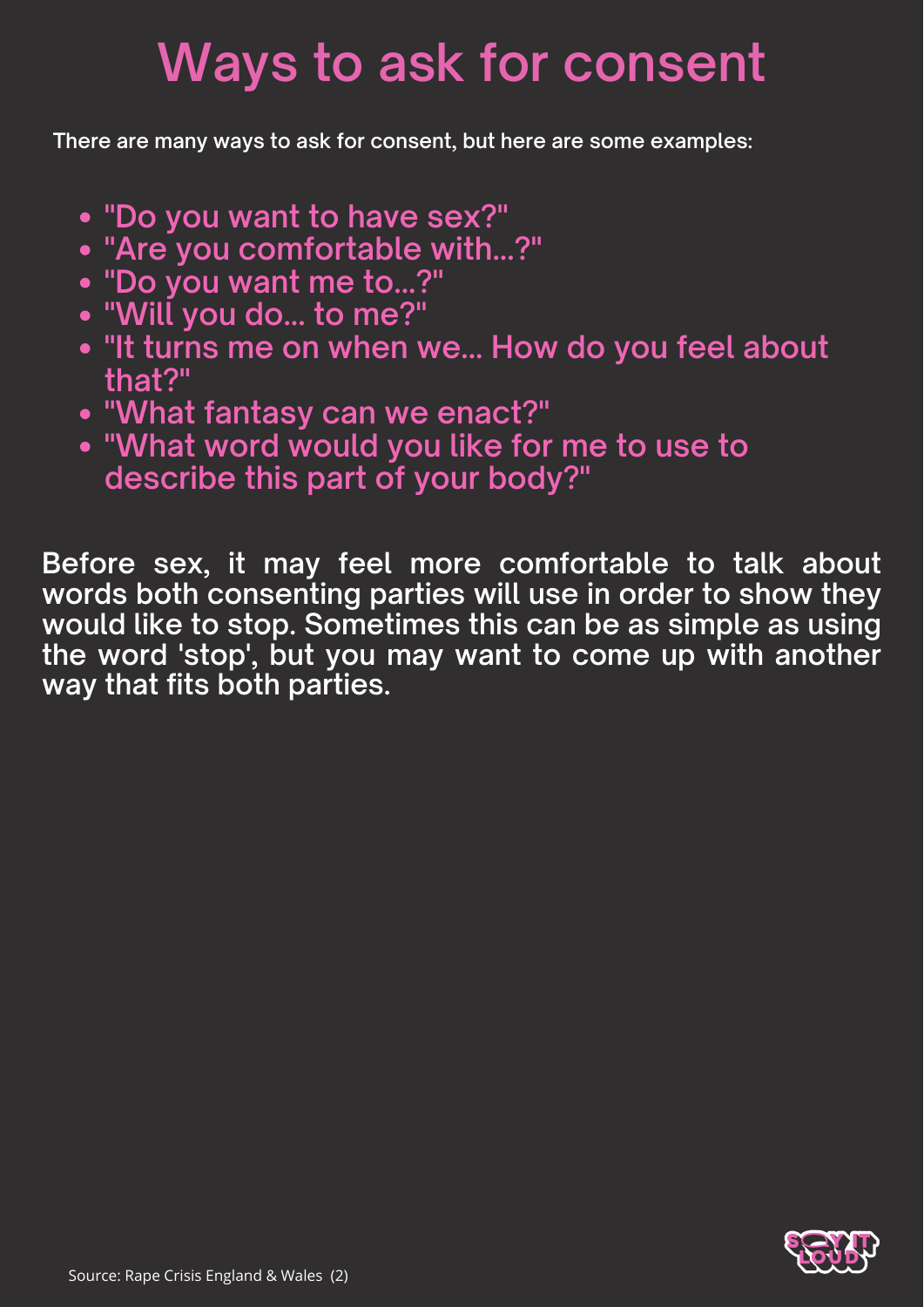# Ways to ask for consent

There are many ways to ask for consent, but here are some examples:

- "Do you want to have sex?"
- "Are you comfortable with...?"
- "Do you want me to...?"
- "Will you do... to me?"
- "It turns me on when we... How do you feel about that?"
- "What fantasy can we enact?"
- "What word would you like for me to use to describe this part of your body?"

Before sex, it may feel more comfortable to talk about words both consenting parties will use in order to show they would like to stop. Sometimes this can be as simple as using the word 'stop', but you may want to come up with another way that fits both parties.

Source: Rape Crisis England & Wales (2)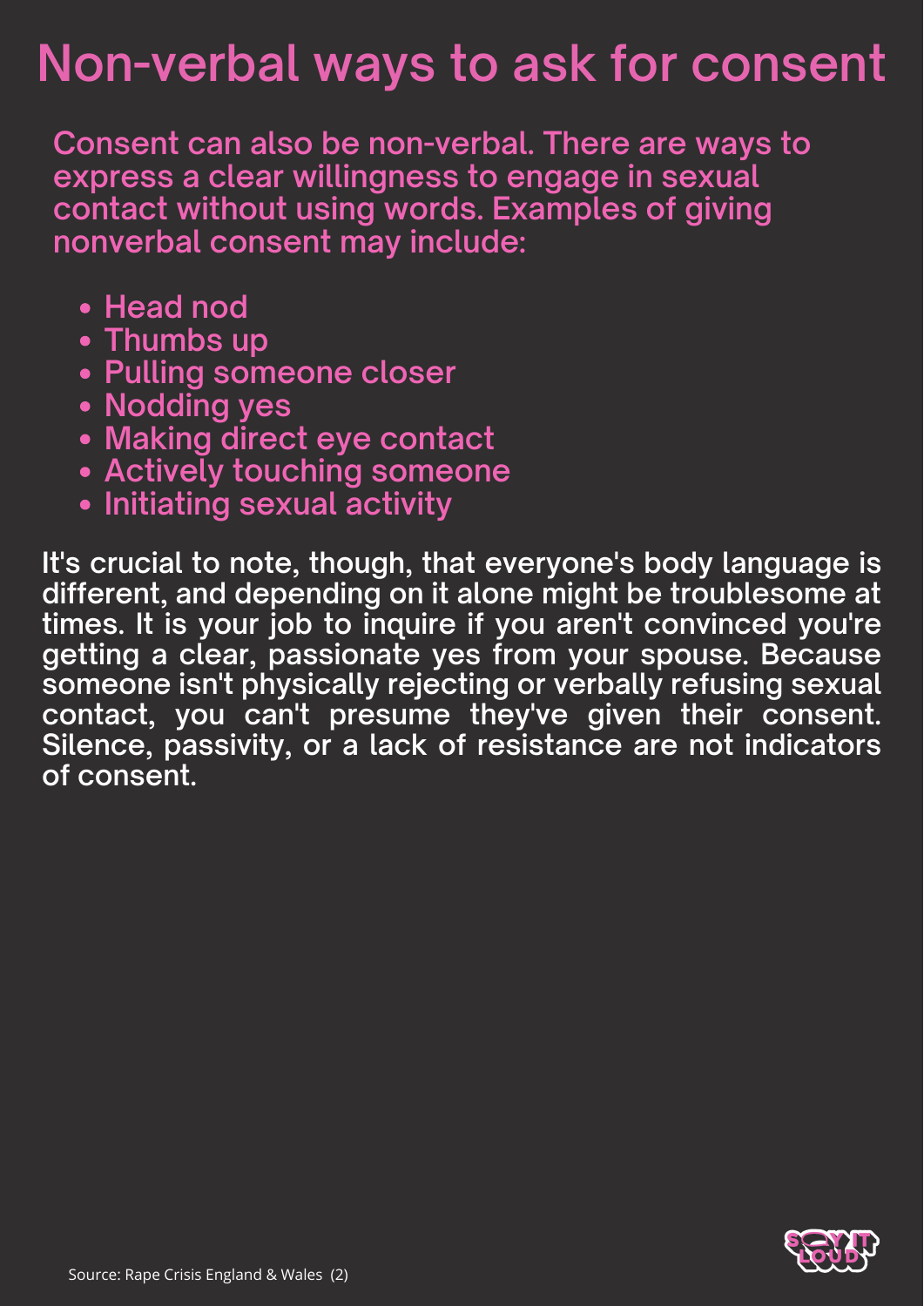# Non-verbal ways to ask for consent

Consent can also be non-verbal. There are ways to express a clear willingness to engage in sexual contact without using words. Examples of giving nonverbal consent may include:

- Head nod
- Thumbs up
- Pulling someone closer
- Nodding yes
- Making direct eye contact
- Actively touching someone
- Initiating sexual activity

It's crucial to note, though, that everyone's body language is different, and depending on it alone might be troublesome at times. It is your job to inquire if you aren't convinced you're getting a clear, passionate yes from your spouse. Because someone isn't physically rejecting or verbally refusing sexual contact, you can't presume they've given their consent. Silence, passivity, or a lack of resistance are not indicators of consent.

Source: Rape Crisis England & Wales (2)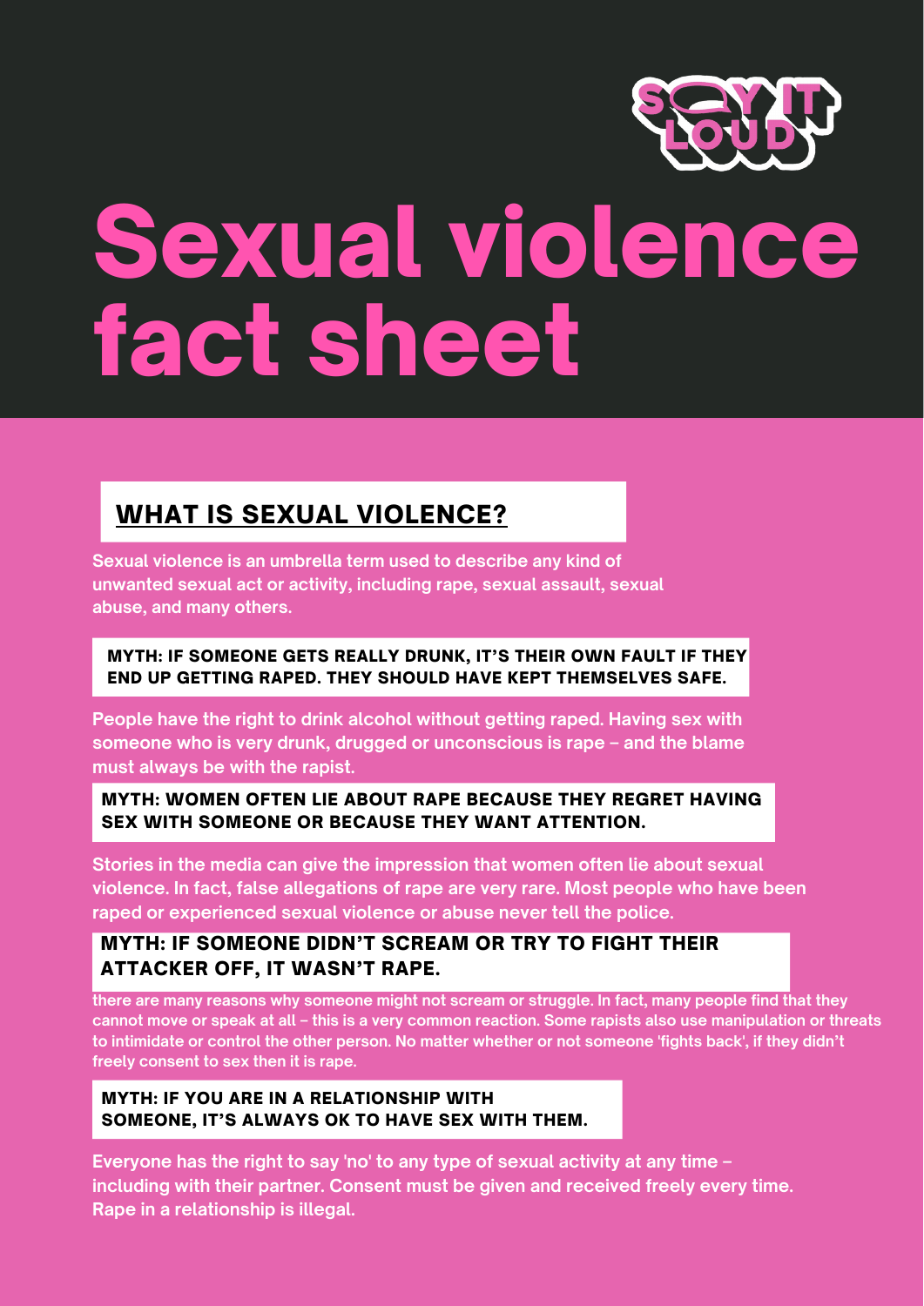SAY IT LOUD

# Sexual violence fact sheet

## WHAT IS SEXUAL VIOLENCE?

Sexual violence is an umbrella term used to describe any kind of unwanted sexual act or activity, including rape, sexual assault, sexual abuse, and many others.

**MYTH: IF SOMEONE GETS REALLY DRUNK, IT'S THEIR OWN FAULT IF THEY END UP GETTING RAPED. THEY SHOULD HAVE KEPT THEMSELVES SAFE.**

People have the right to drink alcohol without getting raped. Having sex with someone who is very drunk, drugged or unconscious is rape – and the blame must always be with the rapist.

**MYTH: WOMEN OFTEN LIE ABOUT RAPE BECAUSE THEY REGRET HAVING SEX WITH SOMEONE OR BECAUSE THEY WANT ATTENTION.**

Stories in the media can give the impression that women often lie about sexual violence. In fact, false allegations of rape are very rare. Most people who have been raped or experienced sexual violence or abuse never tell the police.

**MYTH: IF SOMEONE DIDN'T SCREAM OR TRY TO FIGHT THEIR ATTACKER OFF, IT WASN'T RAPE.**

there are many reasons why someone might not scream or struggle. In fact, many people find that they cannot move or speak at all – this is a very common reaction. Some rapists also use manipulation or threats to intimidate or control the other person. No matter whether or not someone 'fights back', if they didn't freely consent to sex then it is rape.

**MYTH: IF YOU ARE IN A RELATIONSHIP WITH SOMEONE, IT'S ALWAYS OK TO HAVE SEX WITH THEM.**

Everyone has the right to say 'no' to any type of sexual activity at any time – including with their partner. Consent must be given and received freely every time. Rape in a relationship is illegal.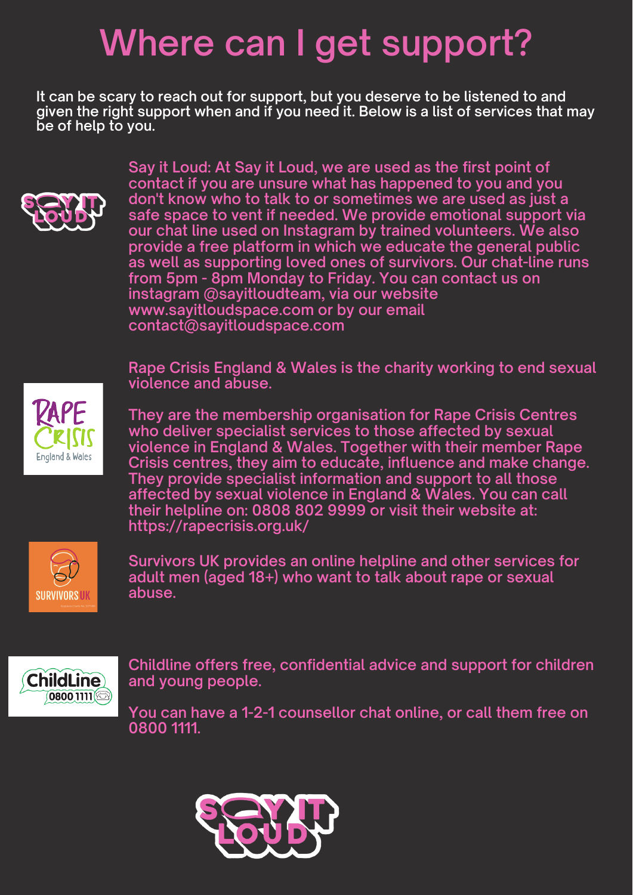# Where can I get support?

It can be scary to reach out for support, but you deserve to be listened to and given the right support when and if you need it. Below is a list of services that may be of help to you.

Say it Loud: At Say it Loud, we are used as the first point of contact if you are unsure what has happened to you and you don't know who to talk to or sometimes we are used as just a safe space to vent if needed. We provide emotional support via our chat line used on Instagram by trained volunteers. We also provide a free platform in which we educate the general public as well as supporting loved ones of survivors. Our chat-line runs from 5pm - 8pm Monday to Friday. You can contact us on instagram @sayitloudteam, via our website www.sayitloudspace.com or by our email contact@sayitloudspace.com

Rape Crisis England & Wales is the charity working to end sexual violence and abuse.

They are the membership organisation for Rape Crisis Centres who deliver specialist services to those affected by sexual violence in England & Wales. Together with their member Rape Crisis centres, they aim to educate, influence and make change. They provide specialist information and support to all those affected by sexual violence in England & Wales. You can call their helpline on: 0808 802 9999 or visit their website at: https://rapecrisis.org.uk/

Survivors UK provides an online helpline and other services for adult men (aged 18+) who want to talk about rape or sexual abuse.

Childline offers free, confidential advice and support for children and young people.

You can have a 1-2-1 counsellor chat online, or call them free on 0800 1111.